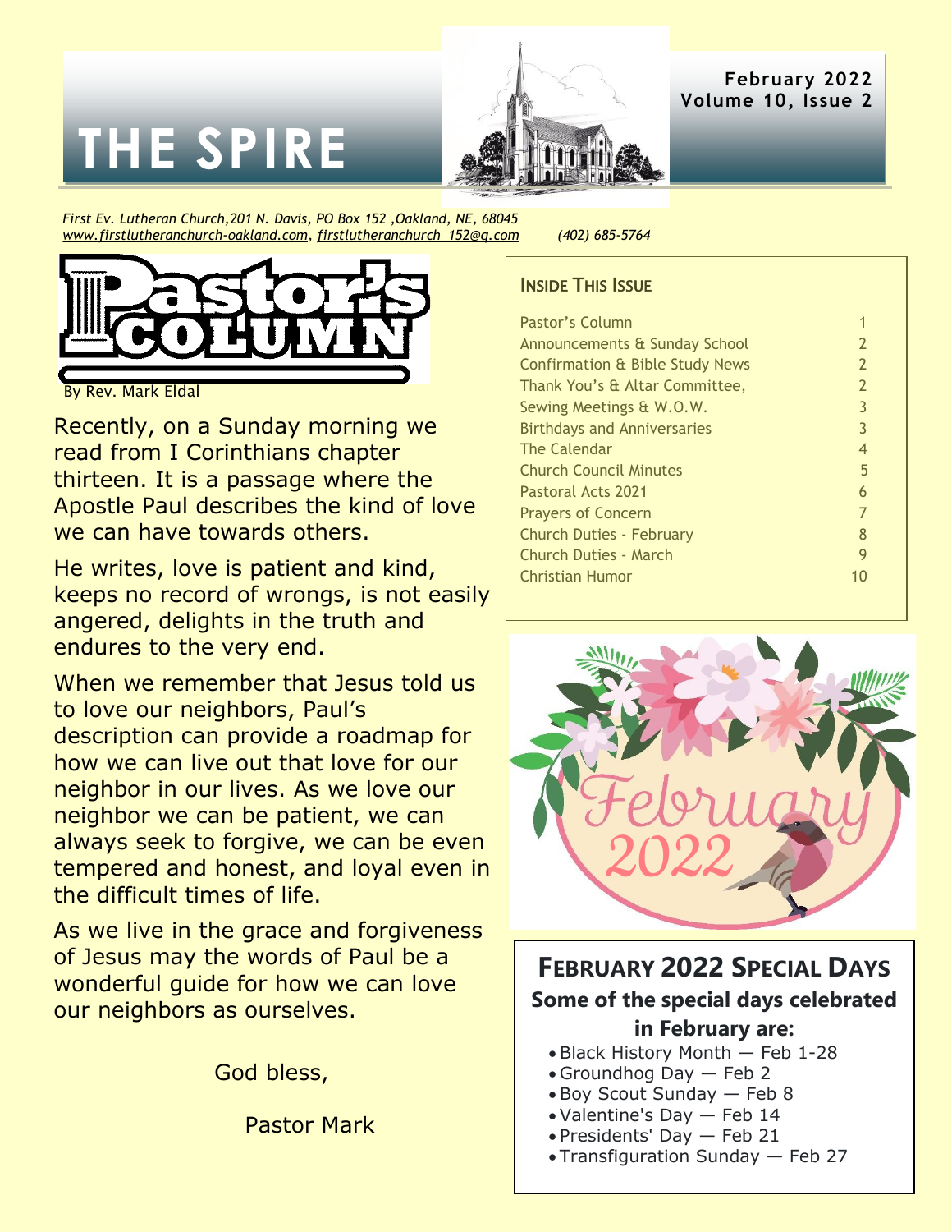# THE SPIRE

**February 2022**
**Volume 10, Issue 2**

*First Ev. Lutheran Church,201 N. Davis, PO Box 152 ,Oakland, NE, 68045*
*www.firstlutheranchurch-oakland.com, firstlutheranchurch_152@q.com (402) 685-5764*

## Pastor's Column

By Rev. Mark Eldal

Recently, on a Sunday morning we read from I Corinthians chapter thirteen. It is a passage where the Apostle Paul describes the kind of love we can have towards others.

He writes, love is patient and kind, keeps no record of wrongs, is not easily angered, delights in the truth and endures to the very end.

When we remember that Jesus told us to love our neighbors, Paul's description can provide a roadmap for how we can live out that love for our neighbor in our lives. As we love our neighbor we can be patient, we can always seek to forgive, we can be even tempered and honest, and loyal even in the difficult times of life.

As we live in the grace and forgiveness of Jesus may the words of Paul be a wonderful guide for how we can love our neighbors as ourselves.

God bless,

Pastor Mark

### Inside This Issue

| | |
|---|---|
| Pastor's Column | 1 |
| Announcements & Sunday School | 2 |
| Confirmation & Bible Study News | 2 |
| Thank You's & Altar Committee, | 2 |
| Sewing Meetings & W.O.W. | 3 |
| Birthdays and Anniversaries | 3 |
| The Calendar | 4 |
| Church Council Minutes | 5 |
| Pastoral Acts 2021 | 6 |
| Prayers of Concern | 7 |
| Church Duties - February | 8 |
| Church Duties - March | 9 |
| Christian Humor | 10 |

February 2022

## February 2022 Special Days

**Some of the special days celebrated in February are:**

- Black History Month — Feb 1-28
- Groundhog Day — Feb 2
- Boy Scout Sunday — Feb 8
- Valentine's Day — Feb 14
- Presidents' Day — Feb 21
- Transfiguration Sunday — Feb 27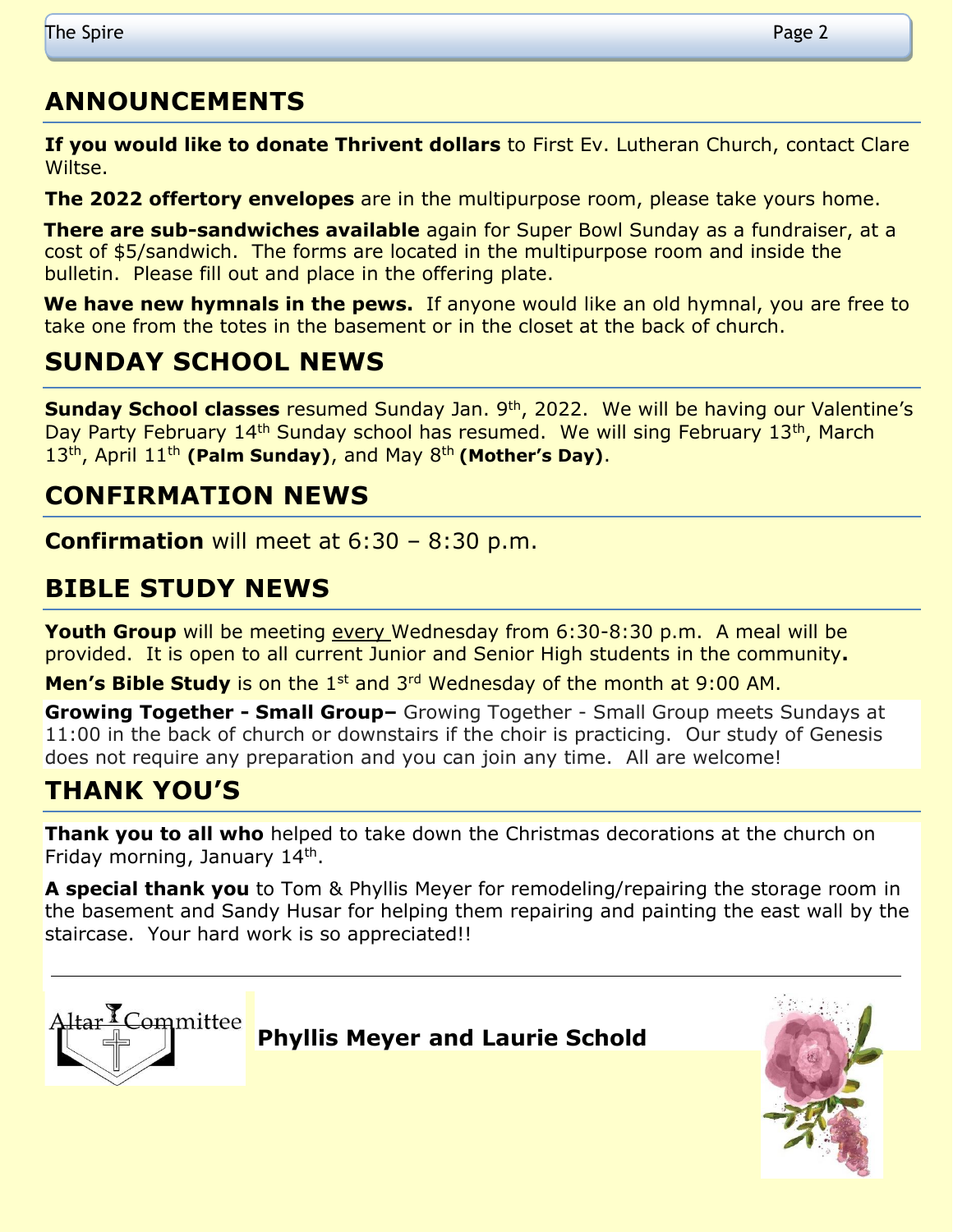## ANNOUNCEMENTS

**If you would like to donate Thrivent dollars** to First Ev. Lutheran Church, contact Clare Wiltse.

**The 2022 offertory envelopes** are in the multipurpose room, please take yours home.

**There are sub-sandwiches available** again for Super Bowl Sunday as a fundraiser, at a cost of $5/sandwich. The forms are located in the multipurpose room and inside the bulletin. Please fill out and place in the offering plate.

**We have new hymnals in the pews.** If anyone would like an old hymnal, you are free to take one from the totes in the basement or in the closet at the back of church.

## SUNDAY SCHOOL NEWS

**Sunday School classes** resumed Sunday Jan. 9th, 2022. We will be having our Valentine's Day Party February 14th Sunday school has resumed. We will sing February 13th, March 13th, April 11th **(Palm Sunday)**, and May 8th **(Mother's Day)**.

## CONFIRMATION NEWS

**Confirmation** will meet at 6:30 – 8:30 p.m.

## BIBLE STUDY NEWS

**Youth Group** will be meeting every Wednesday from 6:30-8:30 p.m. A meal will be provided. It is open to all current Junior and Senior High students in the community**.**

**Men's Bible Study** is on the 1st and 3rd Wednesday of the month at 9:00 AM.

**Growing Together - Small Group–** Growing Together - Small Group meets Sundays at 11:00 in the back of church or downstairs if the choir is practicing. Our study of Genesis does not require any preparation and you can join any time. All are welcome!

## THANK YOU'S

**Thank you to all who** helped to take down the Christmas decorations at the church on Friday morning, January 14th.

**A special thank you** to Tom & Phyllis Meyer for remodeling/repairing the storage room in the basement and Sandy Husar for helping them repairing and painting the east wall by the staircase. Your hard work is so appreciated!!

---

Altar Committee

**Phyllis Meyer and Laurie Schold**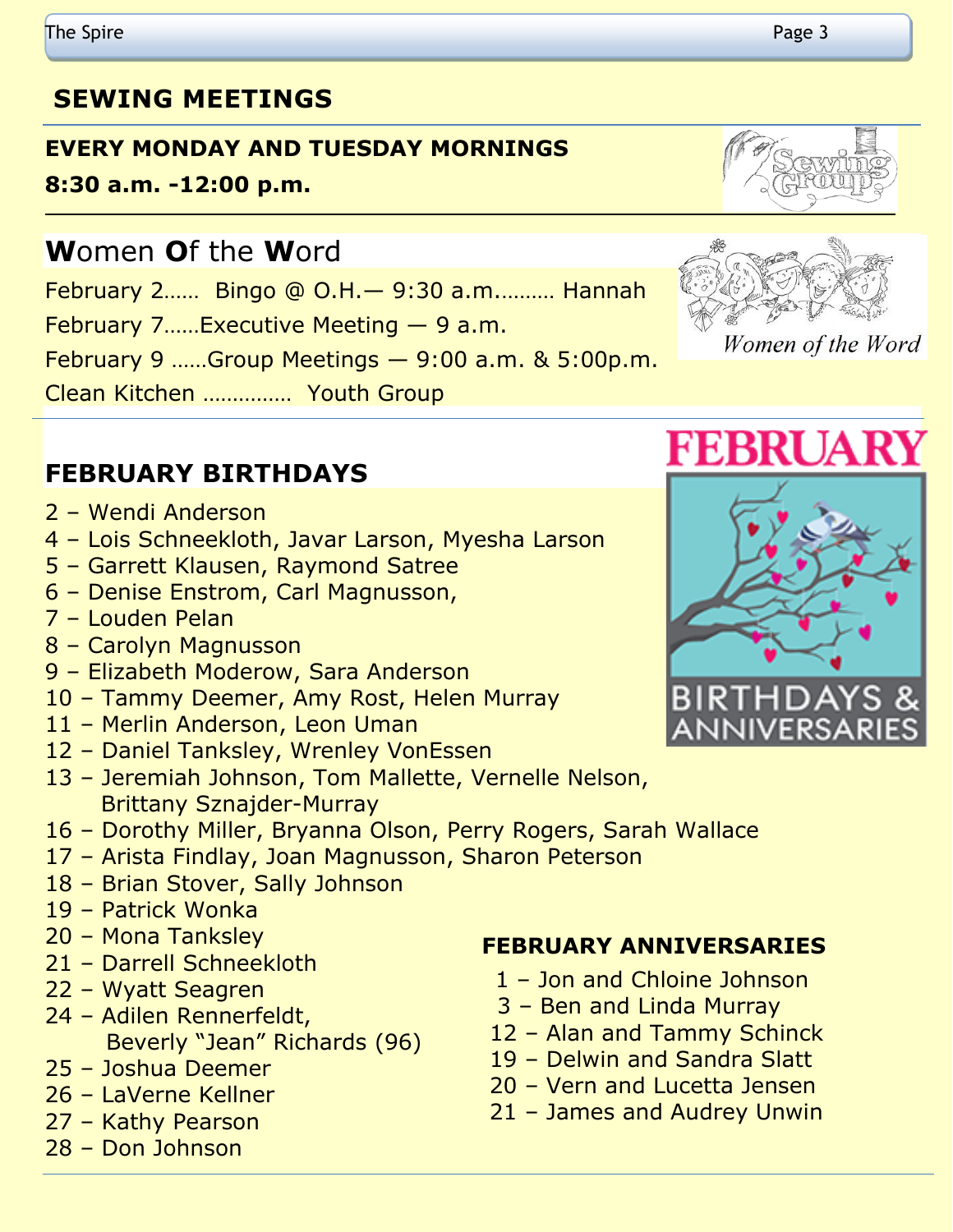## SEWING MEETINGS

**EVERY MONDAY AND TUESDAY MORNINGS**

**8:30 a.m. -12:00 p.m.**

## **W**omen **O**f the **W**ord

February 2…… Bingo @ O.H.— 9:30 a.m.……… Hannah

February 7……Executive Meeting — 9 a.m.

February 9 ……Group Meetings — 9:00 a.m. & 5:00p.m.

Clean Kitchen …………… Youth Group

## FEBRUARY BIRTHDAYS

2 – Wendi Anderson
4 – Lois Schneekloth, Javar Larson, Myesha Larson
5 – Garrett Klausen, Raymond Satree
6 – Denise Enstrom, Carl Magnusson,
7 – Louden Pelan
8 – Carolyn Magnusson
9 – Elizabeth Moderow, Sara Anderson
10 – Tammy Deemer, Amy Rost, Helen Murray
11 – Merlin Anderson, Leon Uman
12 – Daniel Tanksley, Wrenley VonEssen
13 – Jeremiah Johnson, Tom Mallette, Vernelle Nelson, Brittany Sznajder-Murray
16 – Dorothy Miller, Bryanna Olson, Perry Rogers, Sarah Wallace
17 – Arista Findlay, Joan Magnusson, Sharon Peterson
18 – Brian Stover, Sally Johnson
19 – Patrick Wonka
20 – Mona Tanksley
21 – Darrell Schneekloth
22 – Wyatt Seagren
24 – Adilen Rennerfeldt, Beverly "Jean" Richards (96)
25 – Joshua Deemer
26 – LaVerne Kellner
27 – Kathy Pearson
28 – Don Johnson

## FEBRUARY ANNIVERSARIES

1 – Jon and Chloine Johnson
3 – Ben and Linda Murray
12 – Alan and Tammy Schinck
19 – Delwin and Sandra Slatt
20 – Vern and Lucetta Jensen
21 – James and Audrey Unwin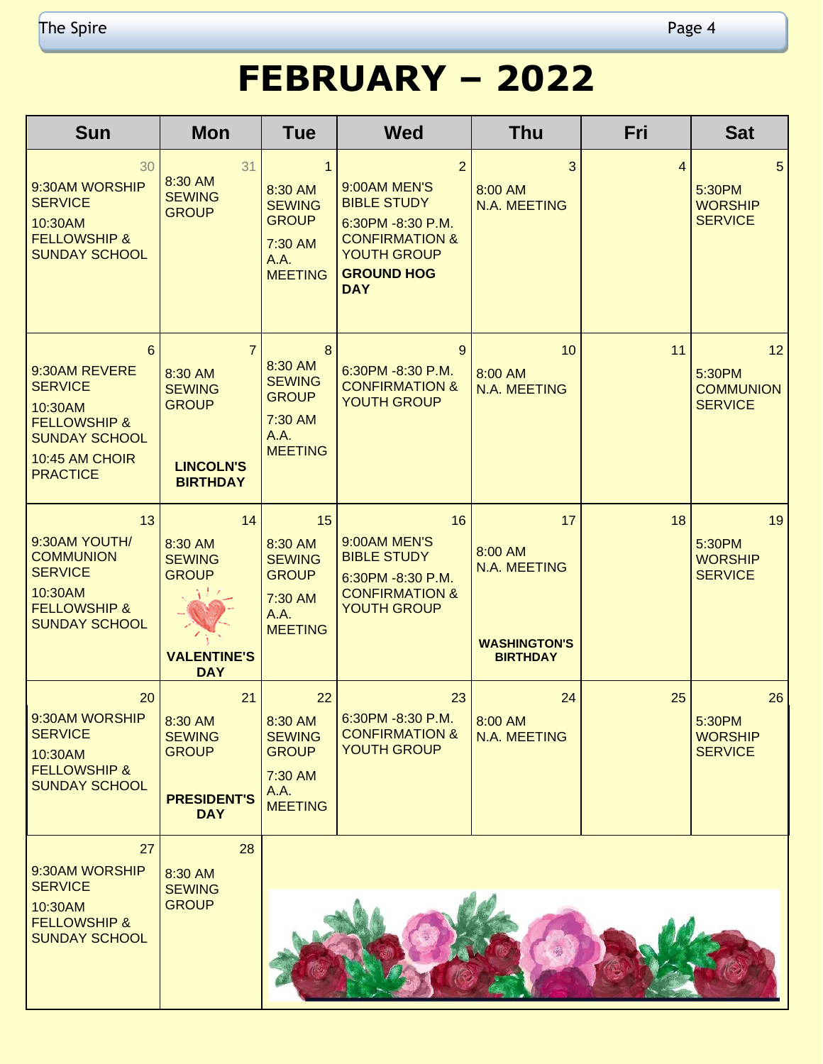# FEBRUARY – 2022

| Sun | Mon | Tue | Wed | Thu | Fri | Sat |
|---|---|---|---|---|---|---|
| 30<br>9:30AM WORSHIP SERVICE<br>10:30AM FELLOWSHIP & SUNDAY SCHOOL | 31<br>8:30 AM SEWING GROUP | 1<br>8:30 AM SEWING GROUP<br>7:30 AM A.A. MEETING | 2<br>9:00AM MEN'S BIBLE STUDY<br>6:30PM -8:30 P.M. CONFIRMATION & YOUTH GROUP<br>**GROUND HOG DAY** | 3<br>8:00 AM N.A. MEETING | 4 | 5<br>5:30PM WORSHIP SERVICE |
| 6<br>9:30AM REVERE SERVICE<br>10:30AM FELLOWSHIP & SUNDAY SCHOOL<br>10:45 AM CHOIR PRACTICE | 7<br>8:30 AM SEWING GROUP<br>**LINCOLN'S BIRTHDAY** | 8<br>8:30 AM SEWING GROUP<br>7:30 AM A.A. MEETING | 9<br>6:30PM -8:30 P.M. CONFIRMATION & YOUTH GROUP | 10<br>8:00 AM N.A. MEETING | 11 | 12<br>5:30PM COMMUNION SERVICE |
| 13<br>9:30AM YOUTH/ COMMUNION SERVICE<br>10:30AM FELLOWSHIP & SUNDAY SCHOOL | 14<br>8:30 AM SEWING GROUP<br>**VALENTINE'S DAY** | 15<br>8:30 AM SEWING GROUP<br>7:30 AM A.A. MEETING | 16<br>9:00AM MEN'S BIBLE STUDY<br>6:30PM -8:30 P.M. CONFIRMATION & YOUTH GROUP | 17<br>8:00 AM N.A. MEETING<br>**WASHINGTON'S BIRTHDAY** | 18 | 19<br>5:30PM WORSHIP SERVICE |
| 20<br>9:30AM WORSHIP SERVICE<br>10:30AM FELLOWSHIP & SUNDAY SCHOOL | 21<br>8:30 AM SEWING GROUP<br>**PRESIDENT'S DAY** | 22<br>8:30 AM SEWING GROUP<br>7:30 AM A.A. MEETING | 23<br>6:30PM -8:30 P.M. CONFIRMATION & YOUTH GROUP | 24<br>8:00 AM N.A. MEETING | 25 | 26<br>5:30PM WORSHIP SERVICE |
| 27<br>9:30AM WORSHIP SERVICE<br>10:30AM FELLOWSHIP & SUNDAY SCHOOL | 28<br>8:30 AM SEWING GROUP | | | | | |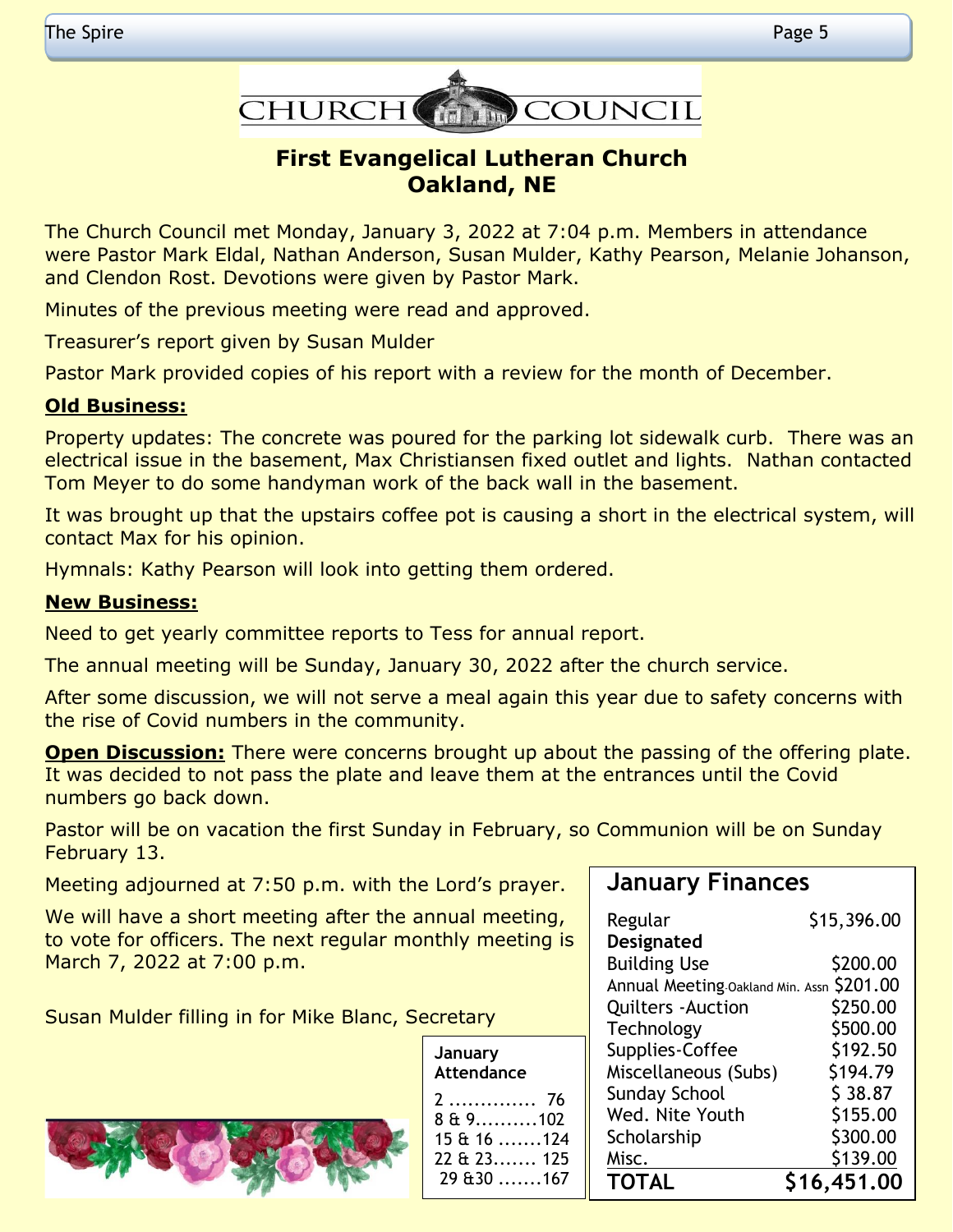# CHURCH COUNCIL

## First Evangelical Lutheran Church
## Oakland, NE

The Church Council met Monday, January 3, 2022 at 7:04 p.m. Members in attendance were Pastor Mark Eldal, Nathan Anderson, Susan Mulder, Kathy Pearson, Melanie Johanson, and Clendon Rost. Devotions were given by Pastor Mark.

Minutes of the previous meeting were read and approved.

Treasurer's report given by Susan Mulder

Pastor Mark provided copies of his report with a review for the month of December.

**Old Business:**

Property updates: The concrete was poured for the parking lot sidewalk curb. There was an electrical issue in the basement, Max Christiansen fixed outlet and lights. Nathan contacted Tom Meyer to do some handyman work of the back wall in the basement.

It was brought up that the upstairs coffee pot is causing a short in the electrical system, will contact Max for his opinion.

Hymnals: Kathy Pearson will look into getting them ordered.

**New Business:**

Need to get yearly committee reports to Tess for annual report.

The annual meeting will be Sunday, January 30, 2022 after the church service.

After some discussion, we will not serve a meal again this year due to safety concerns with the rise of Covid numbers in the community.

**Open Discussion:** There were concerns brought up about the passing of the offering plate. It was decided to not pass the plate and leave them at the entrances until the Covid numbers go back down.

Pastor will be on vacation the first Sunday in February, so Communion will be on Sunday February 13.

Meeting adjourned at 7:50 p.m. with the Lord's prayer.

We will have a short meeting after the annual meeting, to vote for officers. The next regular monthly meeting is March 7, 2022 at 7:00 p.m.

Susan Mulder filling in for Mike Blanc, Secretary

**January Attendance**

| Date | Attendance |
|---|---|
| 2 | 76 |
| 8 & 9 | 102 |
| 15 & 16 | 124 |
| 22 & 23 | 125 |
| 29 & 30 | 167 |

## January Finances

| | |
|---|---|
| Regular | $15,396.00 |
| **Designated** | |
| Building Use | $200.00 |
| Annual Meeting-Oakland Min. Assn | $201.00 |
| Quilters -Auction | $250.00 |
| Technology | $500.00 |
| Supplies-Coffee | $192.50 |
| Miscellaneous (Subs) | $194.79 |
| Sunday School | $ 38.87 |
| Wed. Nite Youth | $155.00 |
| Scholarship | $300.00 |
| Misc. | $139.00 |
| **TOTAL** | **$16,451.00** |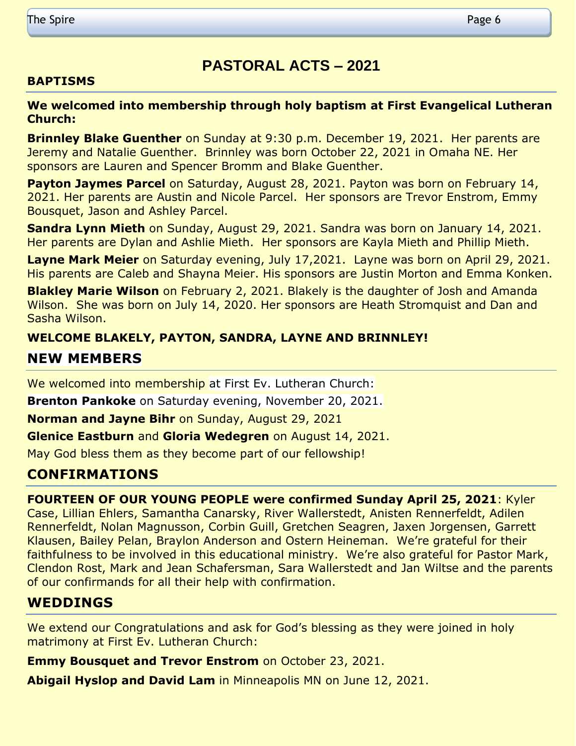# PASTORAL ACTS – 2021

## BAPTISMS

**We welcomed into membership through holy baptism at First Evangelical Lutheran Church:**

**Brinnley Blake Guenther** on Sunday at 9:30 p.m. December 19, 2021. Her parents are Jeremy and Natalie Guenther. Brinnley was born October 22, 2021 in Omaha NE. Her sponsors are Lauren and Spencer Bromm and Blake Guenther.

**Payton Jaymes Parcel** on Saturday, August 28, 2021. Payton was born on February 14, 2021. Her parents are Austin and Nicole Parcel. Her sponsors are Trevor Enstrom, Emmy Bousquet, Jason and Ashley Parcel.

**Sandra Lynn Mieth** on Sunday, August 29, 2021. Sandra was born on January 14, 2021. Her parents are Dylan and Ashlie Mieth. Her sponsors are Kayla Mieth and Phillip Mieth.

**Layne Mark Meier** on Saturday evening, July 17,2021. Layne was born on April 29, 2021. His parents are Caleb and Shayna Meier. His sponsors are Justin Morton and Emma Konken.

**Blakley Marie Wilson** on February 2, 2021. Blakely is the daughter of Josh and Amanda Wilson. She was born on July 14, 2020. Her sponsors are Heath Stromquist and Dan and Sasha Wilson.

**WELCOME BLAKELY, PAYTON, SANDRA, LAYNE AND BRINNLEY!**

## NEW MEMBERS

We welcomed into membership at First Ev. Lutheran Church:

**Brenton Pankoke** on Saturday evening, November 20, 2021.

**Norman and Jayne Bihr** on Sunday, August 29, 2021

**Glenice Eastburn** and **Gloria Wedegren** on August 14, 2021.

May God bless them as they become part of our fellowship!

## CONFIRMATIONS

**FOURTEEN OF OUR YOUNG PEOPLE were confirmed Sunday April 25, 2021**: Kyler Case, Lillian Ehlers, Samantha Canarsky, River Wallerstedt, Anisten Rennerfeldt, Adilen Rennerfeldt, Nolan Magnusson, Corbin Guill, Gretchen Seagren, Jaxen Jorgensen, Garrett Klausen, Bailey Pelan, Braylon Anderson and Ostern Heineman. We're grateful for their faithfulness to be involved in this educational ministry. We're also grateful for Pastor Mark, Clendon Rost, Mark and Jean Schafersman, Sara Wallerstedt and Jan Wiltse and the parents of our confirmands for all their help with confirmation.

## WEDDINGS

We extend our Congratulations and ask for God's blessing as they were joined in holy matrimony at First Ev. Lutheran Church:

**Emmy Bousquet and Trevor Enstrom** on October 23, 2021.

**Abigail Hyslop and David Lam** in Minneapolis MN on June 12, 2021.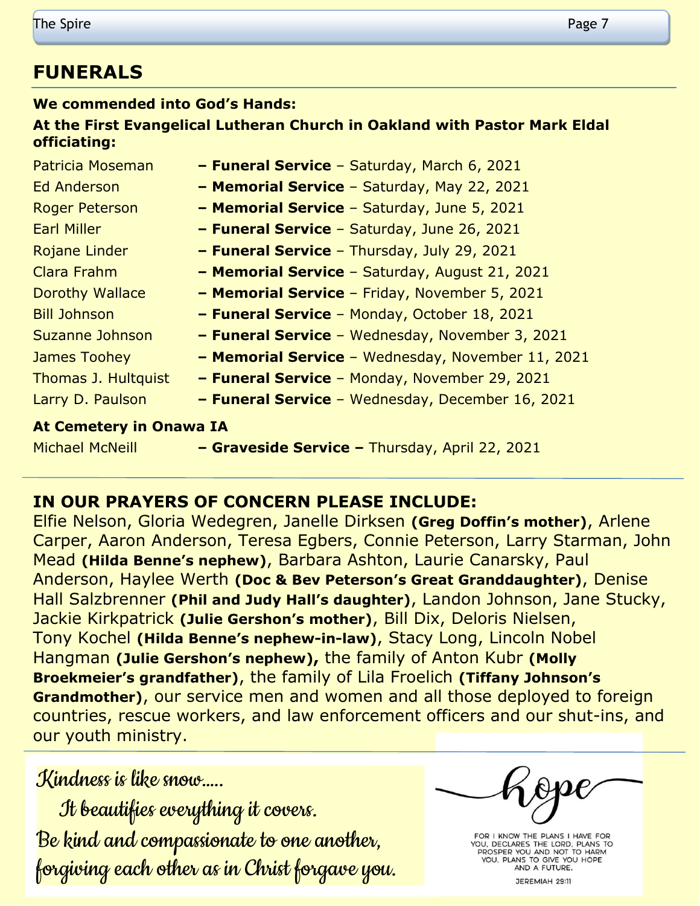## FUNERALS

**We commended into God's Hands:**

**At the First Evangelical Lutheran Church in Oakland with Pastor Mark Eldal officiating:**

Patricia Moseman **– Funeral Service** – Saturday, March 6, 2021
Ed Anderson **– Memorial Service** – Saturday, May 22, 2021
Roger Peterson **– Memorial Service** – Saturday, June 5, 2021
Earl Miller **– Funeral Service** – Saturday, June 26, 2021
Rojane Linder **– Funeral Service** – Thursday, July 29, 2021
Clara Frahm **– Memorial Service** – Saturday, August 21, 2021
Dorothy Wallace **– Memorial Service** – Friday, November 5, 2021
Bill Johnson **– Funeral Service** – Monday, October 18, 2021
Suzanne Johnson **– Funeral Service** – Wednesday, November 3, 2021
James Toohey **– Memorial Service** – Wednesday, November 11, 2021
Thomas J. Hultquist **– Funeral Service** – Monday, November 29, 2021
Larry D. Paulson **– Funeral Service** – Wednesday, December 16, 2021

**At Cemetery in Onawa IA**

Michael McNeill **– Graveside Service –** Thursday, April 22, 2021

## IN OUR PRAYERS OF CONCERN PLEASE INCLUDE:

Elfie Nelson, Gloria Wedegren, Janelle Dirksen **(Greg Doffin's mother)**, Arlene Carper, Aaron Anderson, Teresa Egbers, Connie Peterson, Larry Starman, John Mead **(Hilda Benne's nephew)**, Barbara Ashton, Laurie Canarsky, Paul Anderson, Haylee Werth **(Doc & Bev Peterson's Great Granddaughter)**, Denise Hall Salzbrenner **(Phil and Judy Hall's daughter)**, Landon Johnson, Jane Stucky, Jackie Kirkpatrick **(Julie Gershon's mother)**, Bill Dix, Deloris Nielsen, Tony Kochel **(Hilda Benne's nephew-in-law)**, Stacy Long, Lincoln Nobel Hangman **(Julie Gershon's nephew),** the family of Anton Kubr **(Molly Broekmeier's grandfather)**, the family of Lila Froelich **(Tiffany Johnson's Grandmother)**, our service men and women and all those deployed to foreign countries, rescue workers, and law enforcement officers and our shut-ins, and our youth ministry.

*Kindness is like snow.....*
*It beautifies everything it covers.*
*Be kind and compassionate to one another,*
*forgiving each other as in Christ forgave you.*

hope

FOR I KNOW THE PLANS I HAVE FOR YOU, DECLARES THE LORD, PLANS TO PROSPER YOU AND NOT TO HARM YOU, PLANS TO GIVE YOU HOPE AND A FUTURE.

JEREMIAH 29:11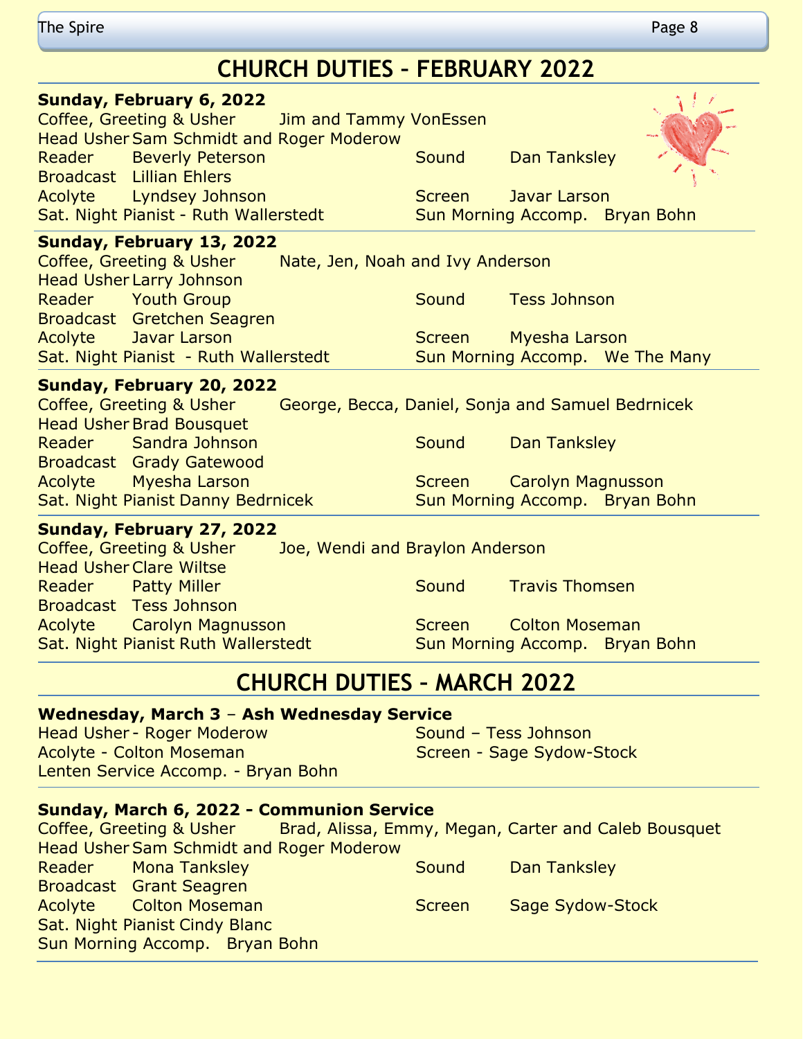# CHURCH DUTIES - FEBRUARY 2022

**Sunday, February 6, 2022**

Coffee, Greeting & Usher Jim and Tammy VonEssen
Head Usher Sam Schmidt and Roger Moderow
Reader Beverly Peterson
Sound Dan Tanksley
Broadcast Lillian Ehlers
Acolyte Lyndsey Johnson
Screen Javar Larson
Sat. Night Pianist - Ruth Wallerstedt
Sun Morning Accomp. Bryan Bohn

**Sunday, February 13, 2022**

Coffee, Greeting & Usher Nate, Jen, Noah and Ivy Anderson
Head Usher Larry Johnson
Reader Youth Group
Sound Tess Johnson
Broadcast Gretchen Seagren
Acolyte Javar Larson
Screen Myesha Larson
Sat. Night Pianist - Ruth Wallerstedt
Sun Morning Accomp. We The Many

**Sunday, February 20, 2022**

Coffee, Greeting & Usher George, Becca, Daniel, Sonja and Samuel Bednricek
Head Usher Brad Bousquet
Reader Sandra Johnson
Sound Dan Tanksley
Broadcast Grady Gatewood
Acolyte Myesha Larson
Screen Carolyn Magnusson
Sat. Night Pianist Danny Bednricek
Sun Morning Accomp. Bryan Bohn

**Sunday, February 27, 2022**

Coffee, Greeting & Usher Joe, Wendi and Braylon Anderson
Head Usher Clare Wiltse
Reader Patty Miller
Sound Travis Thomsen
Broadcast Tess Johnson
Acolyte Carolyn Magnusson
Screen Colton Moseman
Sat. Night Pianist Ruth Wallerstedt
Sun Morning Accomp. Bryan Bohn

# CHURCH DUTIES - MARCH 2022

**Wednesday, March 3 – Ash Wednesday Service**

Head Usher - Roger Moderow
Sound – Tess Johnson
Acolyte - Colton Moseman
Screen - Sage Sydow-Stock
Lenten Service Accomp. - Bryan Bohn

**Sunday, March 6, 2022 - Communion Service**

Coffee, Greeting & Usher Brad, Alissa, Emmy, Megan, Carter and Caleb Bousquet
Head Usher Sam Schmidt and Roger Moderow
Reader Mona Tanksley
Sound Dan Tanksley
Broadcast Grant Seagren
Acolyte Colton Moseman
Screen Sage Sydow-Stock
Sat. Night Pianist Cindy Blanc
Sun Morning Accomp. Bryan Bohn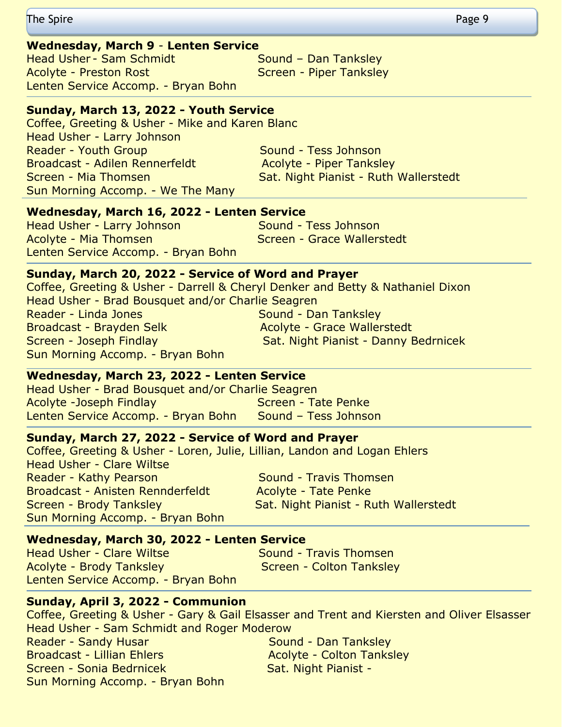**Wednesday, March 9 - Lenten Service**

Head Usher - Sam Schmidt
Acolyte - Preston Rost
Lenten Service Accomp. - Bryan Bohn
Sound – Dan Tanksley
Screen - Piper Tanksley

---

**Sunday, March 13, 2022 - Youth Service**

Coffee, Greeting & Usher - Mike and Karen Blanc
Head Usher - Larry Johnson
Reader - Youth Group
Broadcast - Adilen Rennerfeldt
Screen - Mia Thomsen
Sun Morning Accomp. - We The Many
Sound - Tess Johnson
Acolyte - Piper Tanksley
Sat. Night Pianist - Ruth Wallerstedt

---

**Wednesday, March 16, 2022 - Lenten Service**

Head Usher - Larry Johnson
Acolyte - Mia Thomsen
Lenten Service Accomp. - Bryan Bohn
Sound - Tess Johnson
Screen - Grace Wallerstedt

---

**Sunday, March 20, 2022 - Service of Word and Prayer**

Coffee, Greeting & Usher - Darrell & Cheryl Denker and Betty & Nathaniel Dixon
Head Usher - Brad Bousquet and/or Charlie Seagren
Reader - Linda Jones
Broadcast - Brayden Selk
Screen - Joseph Findlay
Sun Morning Accomp. - Bryan Bohn
Sound - Dan Tanksley
Acolyte - Grace Wallerstedt
Sat. Night Pianist - Danny Bedrnicek

---

**Wednesday, March 23, 2022 - Lenten Service**

Head Usher - Brad Bousquet and/or Charlie Seagren
Acolyte -Joseph Findlay
Lenten Service Accomp. - Bryan Bohn
Screen - Tate Penke
Sound – Tess Johnson

---

**Sunday, March 27, 2022 - Service of Word and Prayer**

Coffee, Greeting & Usher - Loren, Julie, Lillian, Landon and Logan Ehlers
Head Usher - Clare Wiltse
Reader - Kathy Pearson
Broadcast - Anisten Rennderfeldt
Screen - Brody Tanksley
Sun Morning Accomp. - Bryan Bohn
Sound - Travis Thomsen
Acolyte - Tate Penke
Sat. Night Pianist - Ruth Wallerstedt

---

**Wednesday, March 30, 2022 - Lenten Service**

Head Usher - Clare Wiltse
Acolyte - Brody Tanksley
Lenten Service Accomp. - Bryan Bohn
Sound - Travis Thomsen
Screen - Colton Tanksley

---

**Sunday, April 3, 2022 - Communion**

Coffee, Greeting & Usher - Gary & Gail Elsasser and Trent and Kiersten and Oliver Elsasser
Head Usher - Sam Schmidt and Roger Moderow
Reader - Sandy Husar
Broadcast - Lillian Ehlers
Screen - Sonia Bedrnicek
Sun Morning Accomp. - Bryan Bohn
Sound - Dan Tanksley
Acolyte - Colton Tanksley
Sat. Night Pianist -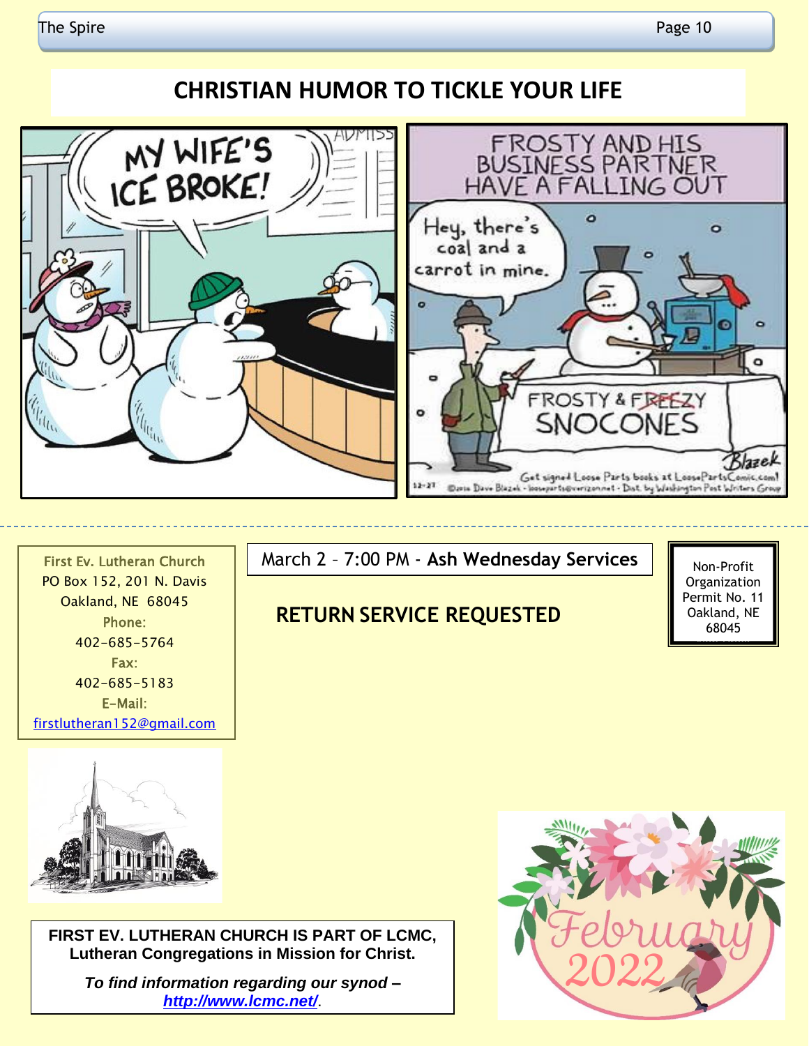## CHRISTIAN HUMOR TO TICKLE YOUR LIFE

First Ev. Lutheran Church
PO Box 152, 201 N. Davis
Oakland, NE 68045
Phone:
402-685-5764
Fax:
402-685-5183
E-Mail:
firstlutheran152@gmail.com

March 2 – 7:00 PM - **Ash Wednesday Services**

**RETURN SERVICE REQUESTED**

Non-Profit Organization
Permit No. 11
Oakland, NE
68045

**FIRST EV. LUTHERAN CHURCH IS PART OF LCMC, Lutheran Congregations in Mission for Christ.**

***To find information regarding our synod – [http://www.lcmc.net/](http://www.lcmc.net/).***